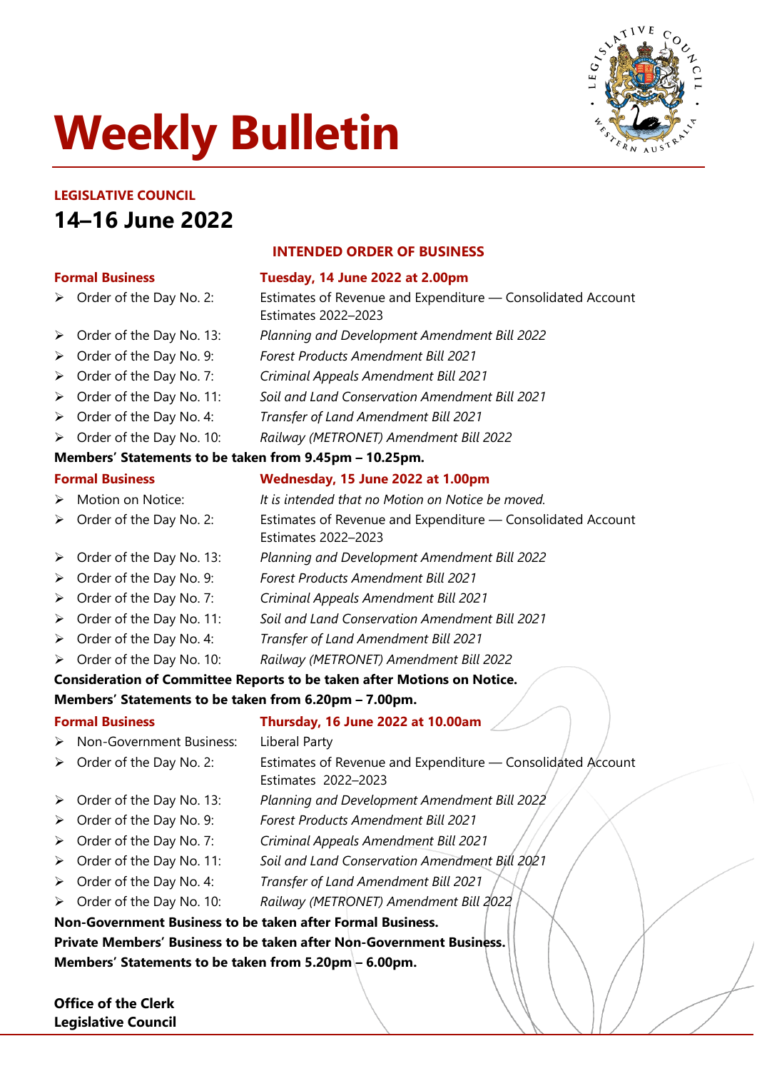# Weekly Bulletin

**LEGISLATIVE COUNCIL**

## 14–16 June 2022

### INTENDED ORDER OF BUSINESS

**Formal Business** — **Tuesday, 14 June 2022 at 2.00pm**

- Order of the Day No. 2: Estimates of Revenue and Expenditure — Consolidated Account Estimates 2022–2023
- Order of the Day No. 13: *Planning and Development Amendment Bill 2022*
- Order of the Day No. 9: *Forest Products Amendment Bill 2021*
- Order of the Day No. 7: *Criminal Appeals Amendment Bill 2021*
- Order of the Day No. 11: *Soil and Land Conservation Amendment Bill 2021*
- Order of the Day No. 4: *Transfer of Land Amendment Bill 2021*
- Order of the Day No. 10: *Railway (METRONET) Amendment Bill 2022*

**Members' Statements to be taken from 9.45pm – 10.25pm.**

**Formal Business** — **Wednesday, 15 June 2022 at 1.00pm**

- Motion on Notice: *It is intended that no Motion on Notice be moved.*
- Order of the Day No. 2: Estimates of Revenue and Expenditure — Consolidated Account Estimates 2022–2023
- Order of the Day No. 13: *Planning and Development Amendment Bill 2022*
- Order of the Day No. 9: *Forest Products Amendment Bill 2021*
- Order of the Day No. 7: *Criminal Appeals Amendment Bill 2021*
- Order of the Day No. 11: *Soil and Land Conservation Amendment Bill 2021*
- Order of the Day No. 4: *Transfer of Land Amendment Bill 2021*
- Order of the Day No. 10: *Railway (METRONET) Amendment Bill 2022*

**Consideration of Committee Reports to be taken after Motions on Notice.**
**Members' Statements to be taken from 6.20pm – 7.00pm.**

**Formal Business** — **Thursday, 16 June 2022 at 10.00am**

- Non-Government Business: Liberal Party
- Order of the Day No. 2: Estimates of Revenue and Expenditure — Consolidated Account Estimates 2022–2023
- Order of the Day No. 13: *Planning and Development Amendment Bill 2022*
- Order of the Day No. 9: *Forest Products Amendment Bill 2021*
- Order of the Day No. 7: *Criminal Appeals Amendment Bill 2021*
- Order of the Day No. 11: *Soil and Land Conservation Amendment Bill 2021*
- Order of the Day No. 4: *Transfer of Land Amendment Bill 2021*
- Order of the Day No. 10: *Railway (METRONET) Amendment Bill 2022*

**Non-Government Business to be taken after Formal Business.**
**Private Members' Business to be taken after Non-Government Business.**
**Members' Statements to be taken from 5.20pm – 6.00pm.**

**Office of the Clerk**
**Legislative Council**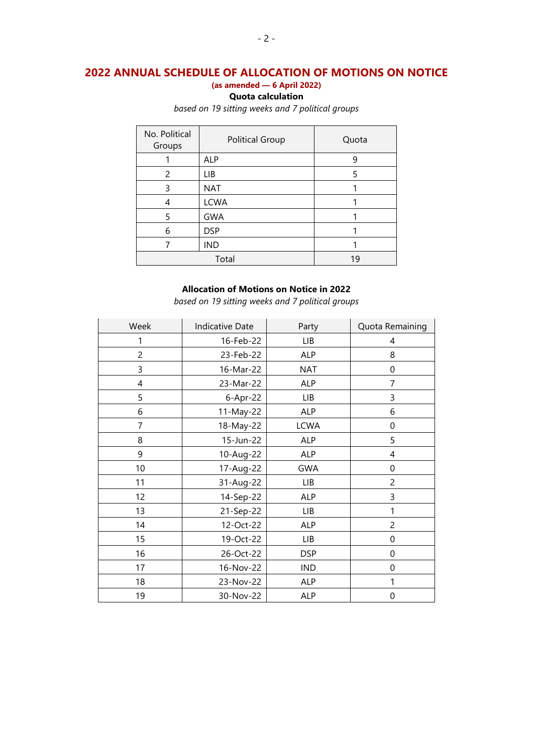# 2022 ANNUAL SCHEDULE OF ALLOCATION OF MOTIONS ON NOTICE

**(as amended — 6 April 2022)**

**Quota calculation**

*based on 19 sitting weeks and 7 political groups*

| No. Political Groups | Political Group | Quota |
|---|---|---|
| 1 | ALP | 9 |
| 2 | LIB | 5 |
| 3 | NAT | 1 |
| 4 | LCWA | 1 |
| 5 | GWA | 1 |
| 6 | DSP | 1 |
| 7 | IND | 1 |
| Total | | 19 |

**Allocation of Motions on Notice in 2022**

*based on 19 sitting weeks and 7 political groups*

| Week | Indicative Date | Party | Quota Remaining |
|---|---|---|---|
| 1 | 16-Feb-22 | LIB | 4 |
| 2 | 23-Feb-22 | ALP | 8 |
| 3 | 16-Mar-22 | NAT | 0 |
| 4 | 23-Mar-22 | ALP | 7 |
| 5 | 6-Apr-22 | LIB | 3 |
| 6 | 11-May-22 | ALP | 6 |
| 7 | 18-May-22 | LCWA | 0 |
| 8 | 15-Jun-22 | ALP | 5 |
| 9 | 10-Aug-22 | ALP | 4 |
| 10 | 17-Aug-22 | GWA | 0 |
| 11 | 31-Aug-22 | LIB | 2 |
| 12 | 14-Sep-22 | ALP | 3 |
| 13 | 21-Sep-22 | LIB | 1 |
| 14 | 12-Oct-22 | ALP | 2 |
| 15 | 19-Oct-22 | LIB | 0 |
| 16 | 26-Oct-22 | DSP | 0 |
| 17 | 16-Nov-22 | IND | 0 |
| 18 | 23-Nov-22 | ALP | 1 |
| 19 | 30-Nov-22 | ALP | 0 |